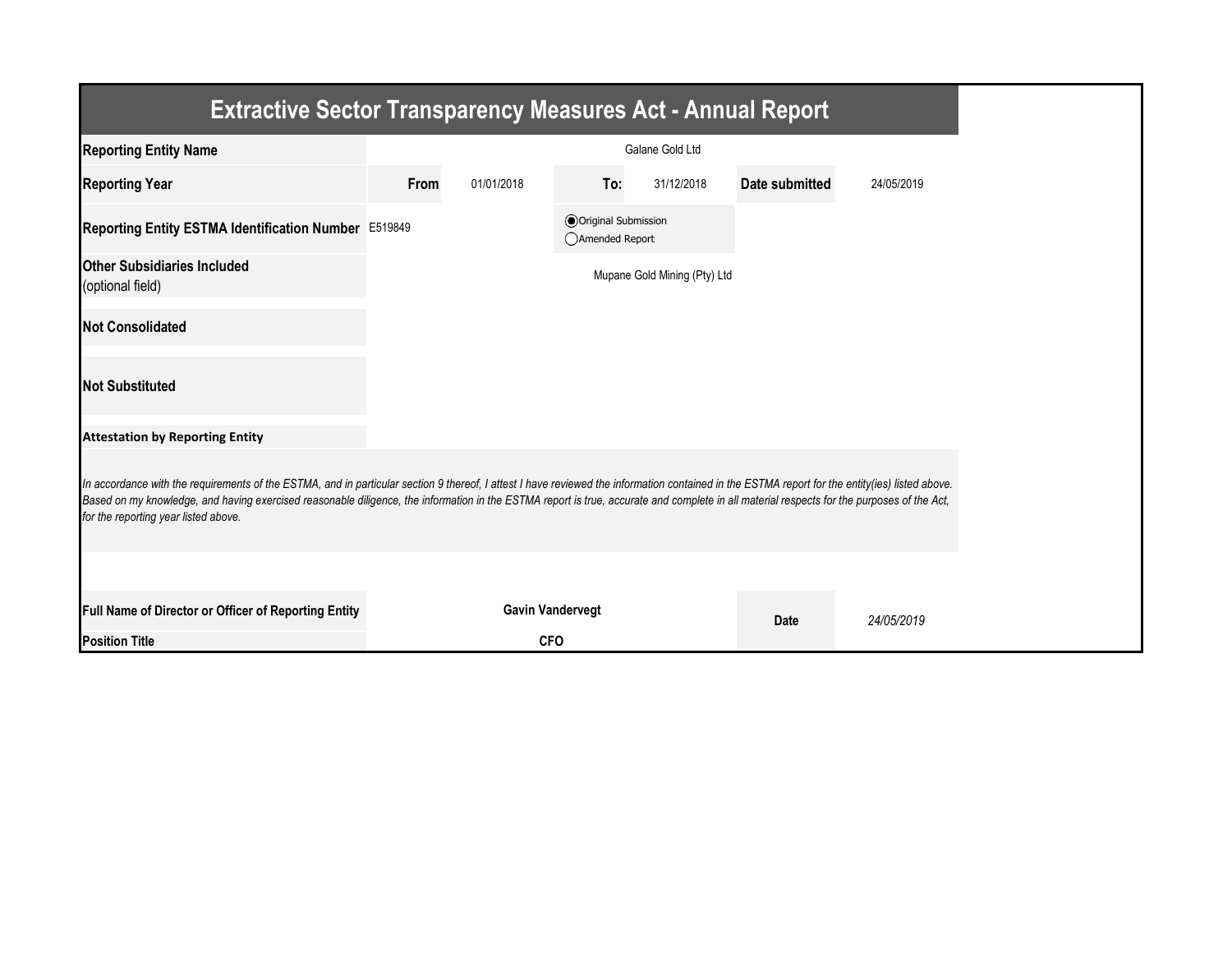# Extractive Sector Transparency Measures Act - Annual Report

| | | | | | | |
|---|---|---|---|---|---|---|
| **Reporting Entity Name** | Galane Gold Ltd | | | | | |
| **Reporting Year** | **From** | 01/01/2018 | **To:** | 31/12/2018 | **Date submitted** | 24/05/2019 |
| **Reporting Entity ESTMA Identification Number** | E519849 | | ◉ Original Submission<br>◯ Amended Report | | | |
| **Other Subsidiaries Included**<br>(optional field) | Mupane Gold Mining (Pty) Ltd | | | | | |
| **Not Consolidated** | | | | | | |
| **Not Substituted** | | | | | | |

**Attestation by Reporting Entity**

*In accordance with the requirements of the ESTMA, and in particular section 9 thereof, I attest I have reviewed the information contained in the ESTMA report for the entity(ies) listed above. Based on my knowledge, and having exercised reasonable diligence, the information in the ESTMA report is true, accurate and complete in all material respects for the purposes of the Act, for the reporting year listed above.*

| | | | |
|---|---|---|---|
| **Full Name of Director or Officer of Reporting Entity** | **Gavin Vandervegt** | **Date** | *24/05/2019* |
| **Position Title** | **CFO** | | |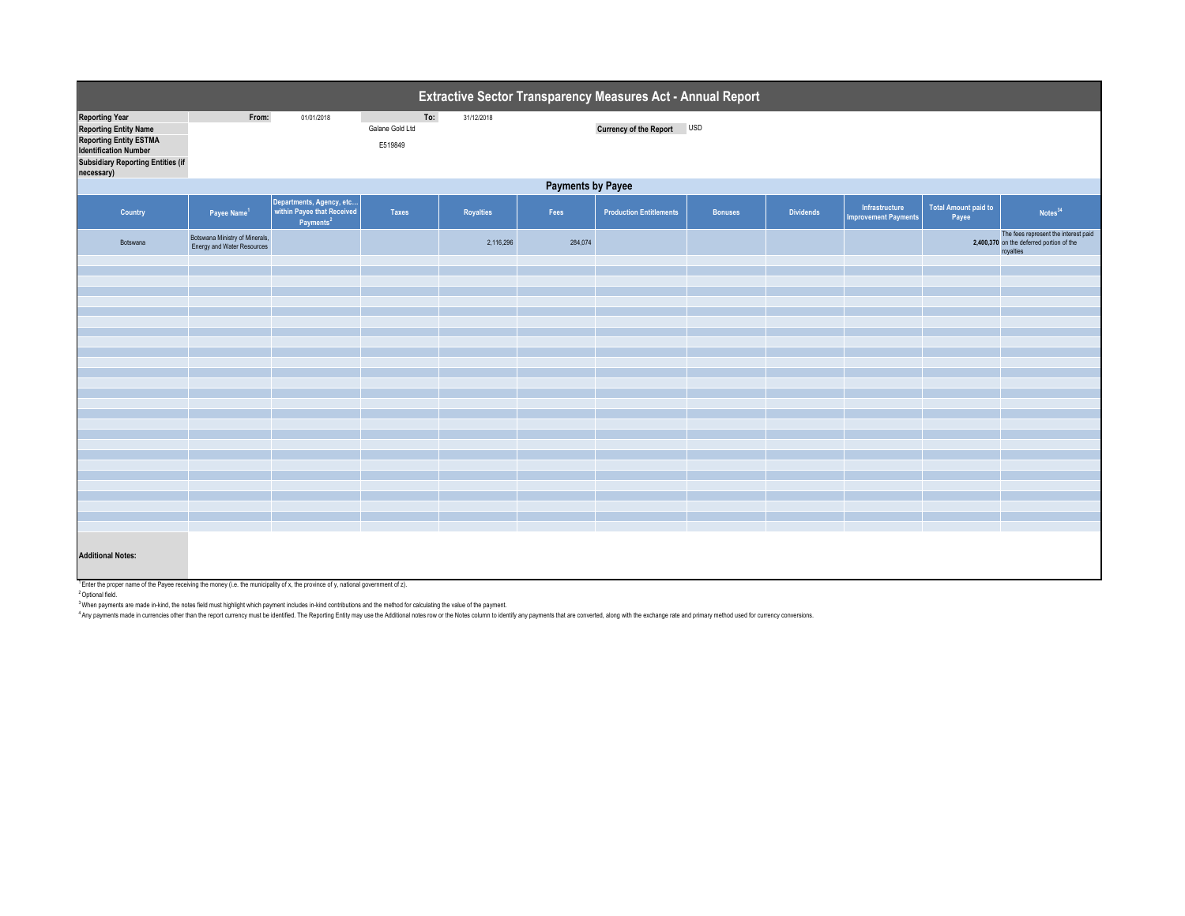# Extractive Sector Transparency Measures Act - Annual Report

| | | | | | | | |
|---|---|---|---|---|---|---|---|
| **Reporting Year** | From: | 01/01/2018 | To: | 31/12/2018 | | | |
| **Reporting Entity Name** | | | Galane Gold Ltd | | | **Currency of the Report** | USD |
| **Reporting Entity ESTMA Identification Number** | | | E519849 | | | | |
| **Subsidiary Reporting Entities (if necessary)** | | | | | | | |

## Payments by Payee

| Country | Payee Name[1] | Departments, Agency, etc... within Payee that Received Payments[2] | Taxes | Royalties | Fees | Production Entitlements | Bonuses | Dividends | Infrastructure Improvement Payments | Total Amount paid to Payee | Notes[34] |
|---|---|---|---|---|---|---|---|---|---|---|---|
| Botswana | Botswana Ministry of Minerals, Energy and Water Resources | | | 2,116,296 | 284,074 | | | | | **2,400,370** | The fees represent the interest paid on the deferred portion of the royalties |

**Additional Notes:**

[1] Enter the proper name of the Payee receiving the money (i.e. the municipality of x, the province of y, national government of z).

[2] Optional field.

[3] When payments are made in-kind, the notes field must highlight which payment includes in-kind contributions and the method for calculating the value of the payment.

[4] Any payments made in currencies other than the report currency must be identified. The Reporting Entity may use the Additional notes row or the Notes column to identify any payments that are converted, along with the exchange rate and primary method used for currency conversions.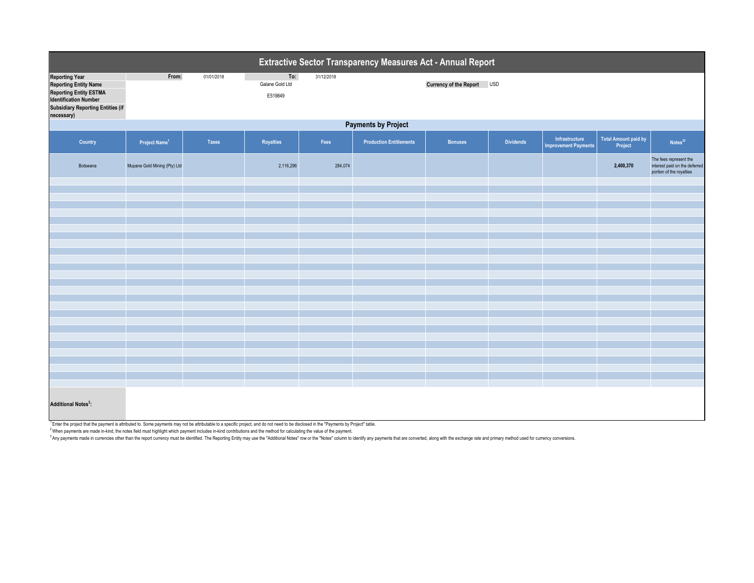# Extractive Sector Transparency Measures Act - Annual Report

| | | | | | |
|---|---|---|---|---|---|
| **Reporting Year** | From: | 01/01/2018 | To: | 31/12/2018 | |
| **Reporting Entity Name** | | Galane Gold Ltd | | **Currency of the Report** | USD |
| **Reporting Entity ESTMA Identification Number** | | E519849 | | | |
| **Subsidiary Reporting Entities (if necessary)** | | | | | |

## Payments by Project

| Country | Project Name[1] | Taxes | Royalties | Fees | Production Entitlements | Bonuses | Dividends | Infrastructure Improvement Payments | Total Amount paid by Project | Notes[23] |
|---|---|---|---|---|---|---|---|---|---|---|
| Botswana | Mupane Gold Mining (Pty) Ltd | | 2,116,296 | 284,074 | | | | | **2,400,370** | The fees represent the interest paid on the deferred portion of the royalties |

**Additional Notes[3]:**

[1] Enter the project that the payment is attributed to. Some payments may not be attributable to a specific project, and do not need to be disclosed in the "Payments by Project" table.

[2] When payments are made in-kind, the notes field must highlight which payment includes in-kind contributions and the method for calculating the value of the payment.

[3] Any payments made in currencies other than the report currency must be identified. The Reporting Entity may use the "Additional Notes" row or the "Notes" column to identify any payments that are converted, along with the exchange rate and primary method used for currency conversions.